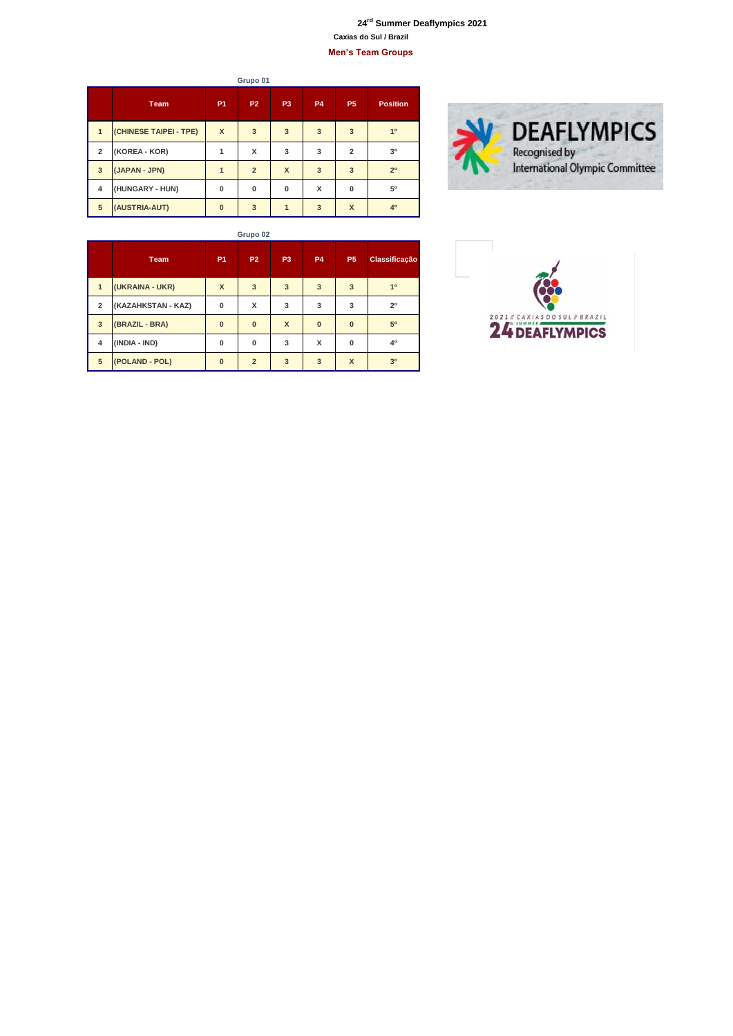# 24[rd] Summer Deaflympics 2021

**Caxias do Sul / Brazil**

**Men's Team Groups**

**Grupo 01**

| | Team | P1 | P2 | P3 | P4 | P5 | Position |
|---|---|---|---|---|---|---|---|
| 1 | (CHINESE TAIPEI - TPE) | X | 3 | 3 | 3 | 3 | 1º |
| 2 | (KOREA - KOR) | 1 | X | 3 | 3 | 2 | 3º |
| 3 | (JAPAN - JPN) | 1 | 2 | X | 3 | 3 | 2º |
| 4 | (HUNGARY - HUN) | 0 | 0 | 0 | X | 0 | 5º |
| 5 | (AUSTRIA-AUT) | 0 | 3 | 1 | 3 | X | 4º |

**Grupo 02**

| | Team | P1 | P2 | P3 | P4 | P5 | Classificação |
|---|---|---|---|---|---|---|---|
| 1 | (UKRAINA - UKR) | X | 3 | 3 | 3 | 3 | 1º |
| 2 | (KAZAHKSTAN - KAZ) | 0 | X | 3 | 3 | 3 | 2º |
| 3 | (BRAZIL - BRA) | 0 | 0 | X | 0 | 0 | 5º |
| 4 | (INDIA - IND) | 0 | 0 | 3 | X | 0 | 4º |
| 5 | (POLAND - POL) | 0 | 2 | 3 | 3 | X | 3º |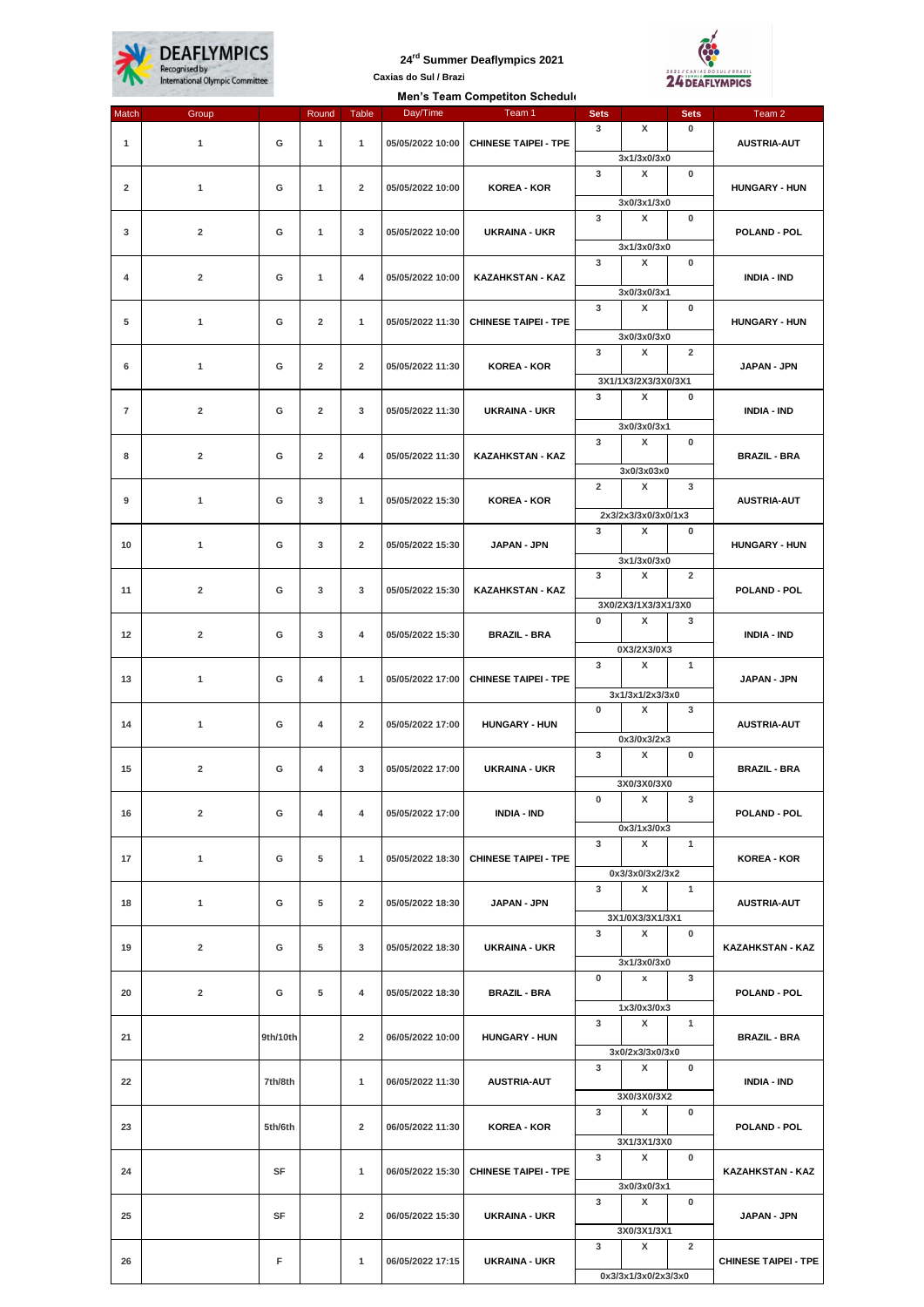**24rd Summer Deaflympics 2021**

**Caxias do Sul / Brazi**

**Men's Team Competiton Schedul**

| Match | Group | | Round | Table | Day/Time | Team 1 | Sets | | Sets | Team 2 | |
|---|---|---|---|---|---|---|---|---|---|---|---|
| 1 | 1 | G | 1 | 1 | 05/05/2022 10:00 | CHINESE TAIPEI - TPE | 3 | X | 0 | AUSTRIA-AUT | 3x1/3x0/3x0 |
| 2 | 1 | G | 1 | 2 | 05/05/2022 10:00 | KOREA - KOR | 3 | X | 0 | HUNGARY - HUN | 3x0/3x1/3x0 |
| 3 | 2 | G | 1 | 3 | 05/05/2022 10:00 | UKRAINA - UKR | 3 | X | 0 | POLAND - POL | 3x1/3x0/3x0 |
| 4 | 2 | G | 1 | 4 | 05/05/2022 10:00 | KAZAKHSTAN - KAZ | 3 | X | 0 | INDIA - IND | 3x0/3x0/3x1 |
| 5 | 1 | G | 2 | 1 | 05/05/2022 11:30 | CHINESE TAIPEI - TPE | 3 | X | 0 | HUNGARY - HUN | 3x0/3x0/3x0 |
| 6 | 1 | G | 2 | 2 | 05/05/2022 11:30 | KOREA - KOR | 3 | X | 2 | JAPAN - JPN | 3X1/1X3/2X3/3X0/3X1 |
| 7 | 2 | G | 2 | 3 | 05/05/2022 11:30 | UKRAINA - UKR | 3 | X | 0 | INDIA - IND | 3x0/3x0/3x1 |
| 8 | 2 | G | 2 | 4 | 05/05/2022 11:30 | KAZAKHSTAN - KAZ | 3 | X | 0 | BRAZIL - BRA | 3x0/3x03x0 |
| 9 | 1 | G | 3 | 1 | 05/05/2022 15:30 | KOREA - KOR | 2 | X | 3 | AUSTRIA-AUT | 2x3/2x3/3x0/3x0/1x3 |
| 10 | 1 | G | 3 | 2 | 05/05/2022 15:30 | JAPAN - JPN | 3 | X | 0 | HUNGARY - HUN | 3x1/3x0/3x0 |
| 11 | 2 | G | 3 | 3 | 05/05/2022 15:30 | KAZAKHSTAN - KAZ | 3 | X | 2 | POLAND - POL | 3X0/2X3/1X3/3X1/3X0 |
| 12 | 2 | G | 3 | 4 | 05/05/2022 15:30 | BRAZIL - BRA | 0 | X | 3 | INDIA - IND | 0X3/2X3/0X3 |
| 13 | 1 | G | 4 | 1 | 05/05/2022 17:00 | CHINESE TAIPEI - TPE | 3 | X | 1 | JAPAN - JPN | 3x1/3x1/2x3/3x0 |
| 14 | 1 | G | 4 | 2 | 05/05/2022 17:00 | HUNGARY - HUN | 0 | X | 3 | AUSTRIA-AUT | 0x3/0x3/2x3 |
| 15 | 2 | G | 4 | 3 | 05/05/2022 17:00 | UKRAINA - UKR | 3 | X | 0 | BRAZIL - BRA | 3X0/3X0/3X0 |
| 16 | 2 | G | 4 | 4 | 05/05/2022 17:00 | INDIA - IND | 0 | X | 3 | POLAND - POL | 0x3/1x3/0x3 |
| 17 | 1 | G | 5 | 1 | 05/05/2022 18:30 | CHINESE TAIPEI - TPE | 3 | X | 1 | KOREA - KOR | 0x3/3x0/3x2/3x2 |
| 18 | 1 | G | 5 | 2 | 05/05/2022 18:30 | JAPAN - JPN | 3 | X | 1 | AUSTRIA-AUT | 3X1/0X3/3X1/3X1 |
| 19 | 2 | G | 5 | 3 | 05/05/2022 18:30 | UKRAINA - UKR | 3 | X | 0 | KAZAKHSTAN - KAZ | 3x1/3x0/3x0 |
| 20 | 2 | G | 5 | 4 | 05/05/2022 18:30 | BRAZIL - BRA | 0 | x | 3 | POLAND - POL | 1x3/0x3/0x3 |
| 21 | | 9th/10th | | 2 | 06/05/2022 10:00 | HUNGARY - HUN | 3 | X | 1 | BRAZIL - BRA | 3x0/2x3/3x0/3x0 |
| 22 | | 7th/8th | | 1 | 06/05/2022 11:30 | AUSTRIA-AUT | 3 | X | 0 | INDIA - IND | 3X0/3X0/3X2 |
| 23 | | 5th/6th | | 2 | 06/05/2022 11:30 | KOREA - KOR | 3 | X | 0 | POLAND - POL | 3X1/3X1/3X0 |
| 24 | | SF | | 1 | 06/05/2022 15:30 | CHINESE TAIPEI - TPE | 3 | X | 0 | KAZAKHSTAN - KAZ | 3x0/3x0/3x1 |
| 25 | | SF | | 2 | 06/05/2022 15:30 | UKRAINA - UKR | 3 | X | 0 | JAPAN - JPN | 3X0/3X1/3X1 |
| 26 | | F | | 1 | 06/05/2022 17:15 | UKRAINA - UKR | 3 | X | 2 | CHINESE TAIPEI - TPE | 0x3/3x1/3x0/2x3/3x0 |